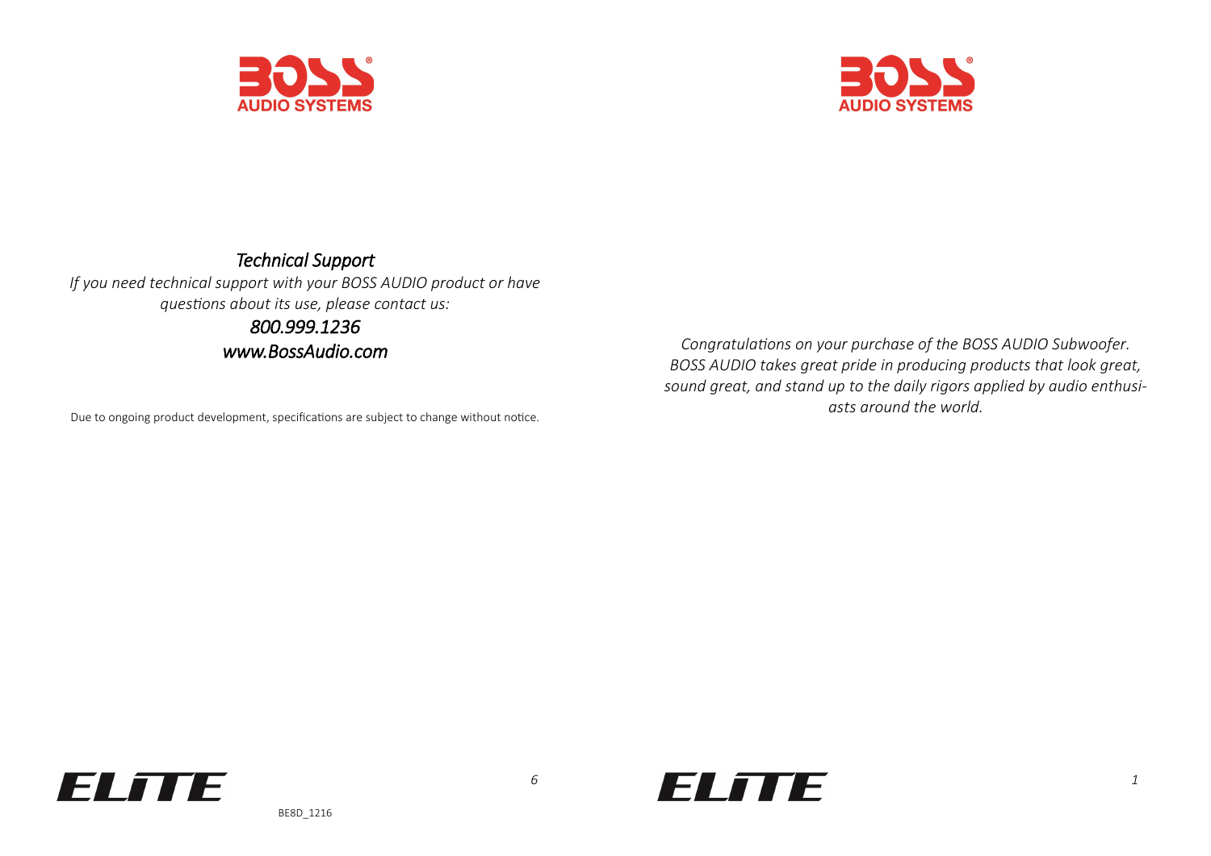BOSS AUDIO SYSTEMS

## *Technical Support*

*If you need technical support with your BOSS AUDIO product or have questions about its use, please contact us:*

*800.999.1236*

*www.BossAudio.com*

Due to ongoing product development, specifications are subject to change without notice.

ELITE

BE8D_1216

BOSS AUDIO SYSTEMS

*Congratulations on your purchase of the BOSS AUDIO Subwoofer. BOSS AUDIO takes great pride in producing products that look great, sound great, and stand up to the daily rigors applied by audio enthusiasts around the world.*

ELITE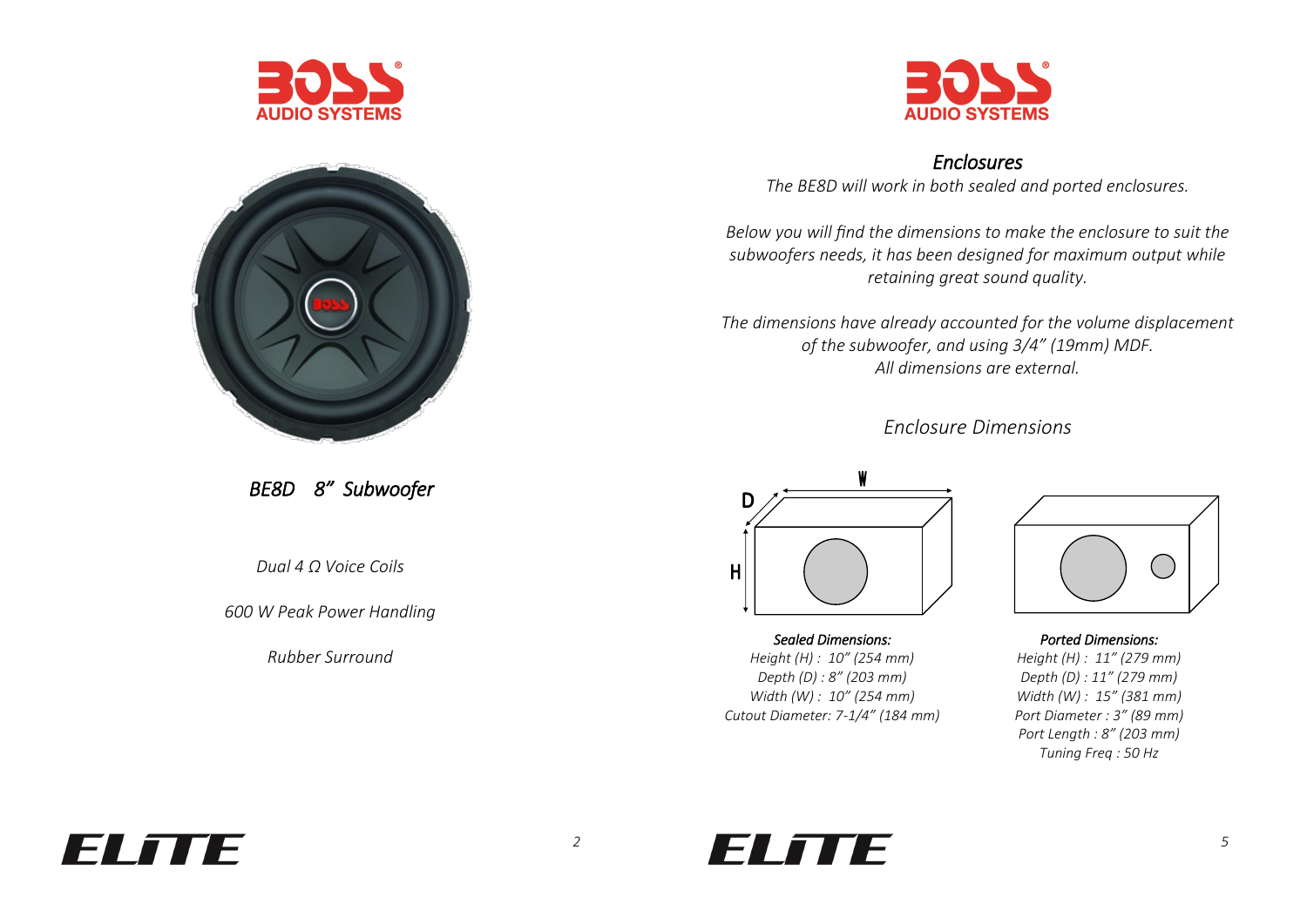BOSS AUDIO SYSTEMS

## *BE8D 8" Subwoofer*

*Dual 4 Ω Voice Coils*

*600 W Peak Power Handling*

*Rubber Surround*

BOSS AUDIO SYSTEMS

## *Enclosures*

*The BE8D will work in both sealed and ported enclosures.*

*Below you will find the dimensions to make the enclosure to suit the subwoofers needs, it has been designed for maximum output while retaining great sound quality.*

*The dimensions have already accounted for the volume displacement of the subwoofer, and using 3/4" (19mm) MDF.*
*All dimensions are external.*

### *Enclosure Dimensions*

***Sealed Dimensions:***
*Height (H) : 10" (254 mm)*
*Depth (D) : 8" (203 mm)*
*Width (W) : 10" (254 mm)*
*Cutout Diameter: 7-1/4" (184 mm)*

***Ported Dimensions:***
*Height (H) : 11" (279 mm)*
*Depth (D) : 11" (279 mm)*
*Width (W) : 15" (381 mm)*
*Port Diameter : 3" (89 mm)*
*Port Length : 8" (203 mm)*
*Tuning Freq : 50 Hz*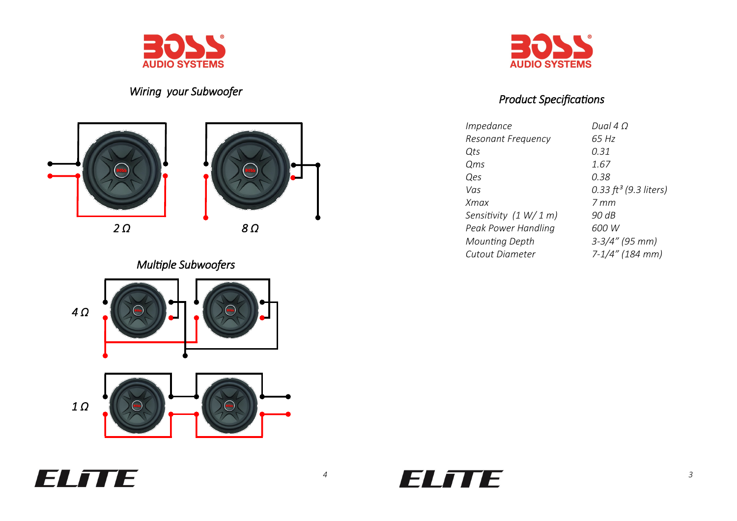BOSS AUDIO SYSTEMS

## *Wiring your Subwoofer*

2 Ω

8 Ω

## *Multiple Subwoofers*

4 Ω

1 Ω

ELITE

BOSS AUDIO SYSTEMS

## *Product Specifications*

| | |
|---|---|
| *Impedance* | *Dual 4 Ω* |
| *Resonant Frequency* | *65 Hz* |
| *Qts* | *0.31* |
| *Qms* | *1.67* |
| *Qes* | *0.38* |
| *Vas* | *0.33 ft³ (9.3 liters)* |
| *Xmax* | *7 mm* |
| *Sensitivity (1 W/ 1 m)* | *90 dB* |
| *Peak Power Handling* | *600 W* |
| *Mounting Depth* | *3-3/4" (95 mm)* |
| *Cutout Diameter* | *7-1/4" (184 mm)* |

ELITE